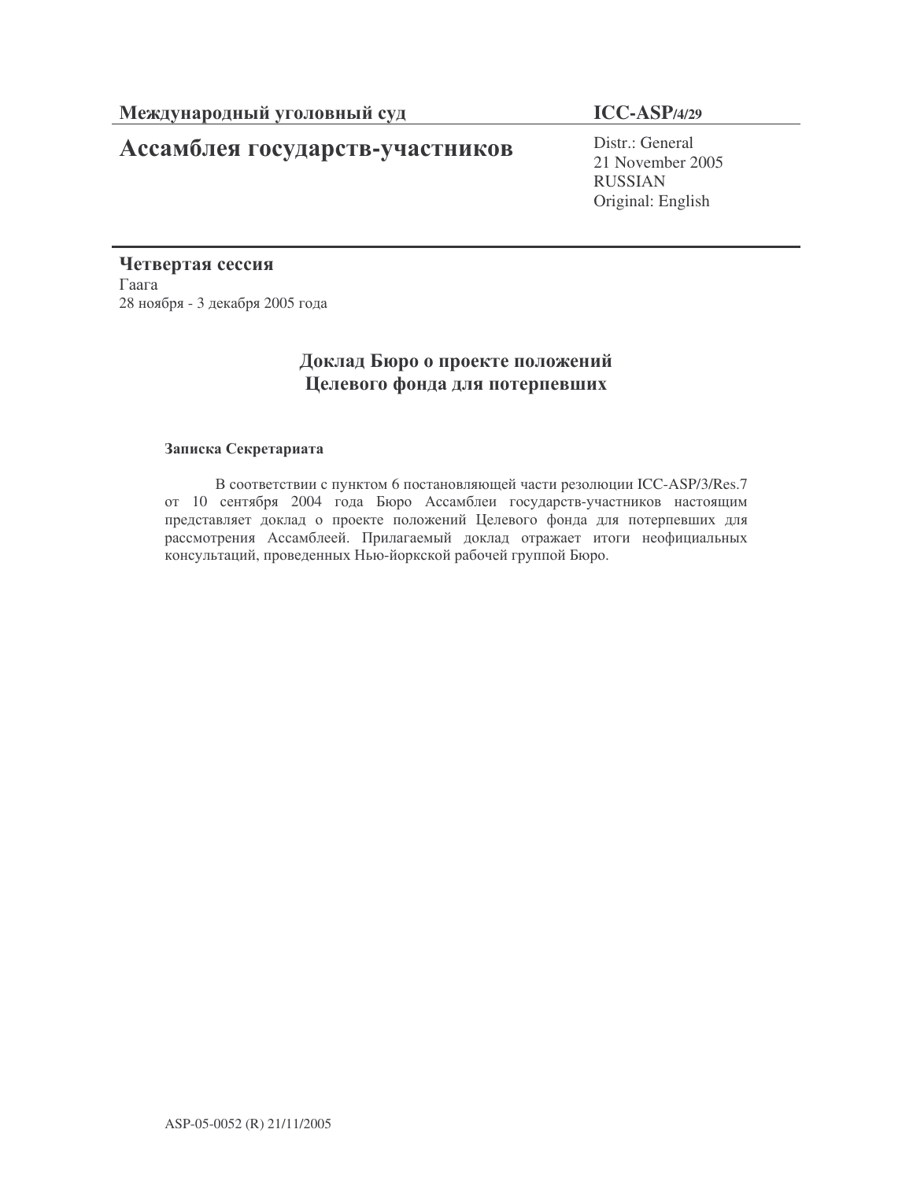**Международный уголовный суд**

**ICC-ASP/4/29**

# Ассамблея государств-участников

Distr.: General
21 November 2005
RUSSIAN
Original: English

**Четвертая сессия**
Гаага
28 ноября - 3 декабря 2005 года

## Доклад Бюро о проекте положений Целевого фонда для потерпевших

**Записка Секретариата**

В соответствии с пунктом 6 постановляющей части резолюции ICC-ASP/3/Res.7 от 10 сентября 2004 года Бюро Ассамблеи государств-участников настоящим представляет доклад о проекте положений Целевого фонда для потерпевших для рассмотрения Ассамблеей. Прилагаемый доклад отражает итоги неофициальных консультаций, проведенных Нью-йоркской рабочей группой Бюро.

ASP-05-0052 (R) 21/11/2005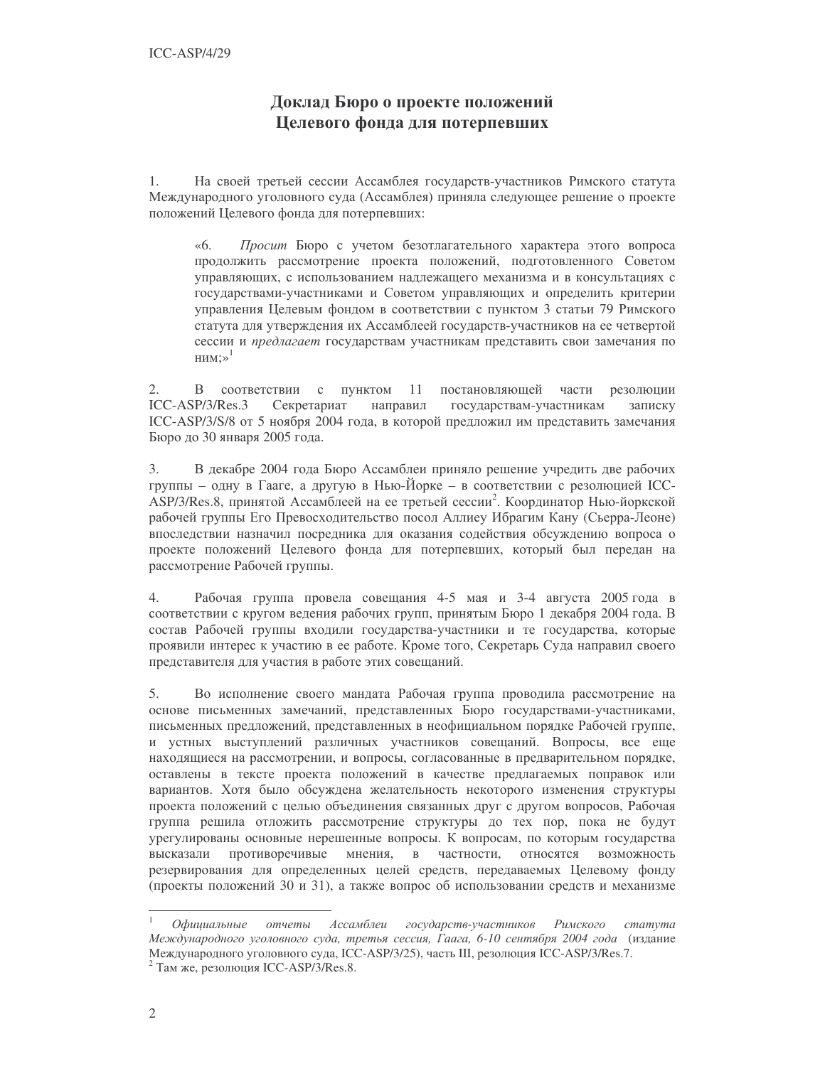# Доклад Бюро о проекте положений Целевого фонда для потерпевших

1. На своей третьей сессии Ассамблея государств-участников Римского статута Международного уголовного суда (Ассамблея) приняла следующее решение о проекте положений Целевого фонда для потерпевших:

> «6. *Просит* Бюро с учетом безотлагательного характера этого вопроса продолжить рассмотрение проекта положений, подготовленного Советом управляющих, с использованием надлежащего механизма и в консультациях с государствами-участниками и Советом управляющих и определить критерии управления Целевым фондом в соответствии с пунктом 3 статьи 79 Римского статута для утверждения их Ассамблеей государств-участников на ее четвертой сессии и *предлагает* государствам участникам представить свои замечания по ним;»[1]

2. В соответствии с пунктом 11 постановляющей части резолюции ICC-ASP/3/Res.3 Секретариат направил государствам-участникам записку ICC-ASP/3/S/8 от 5 ноября 2004 года, в которой предложил им представить замечания Бюро до 30 января 2005 года.

3. В декабре 2004 года Бюро Ассамблеи приняло решение учредить две рабочих группы – одну в Гааге, а другую в Нью-Йорке – в соответствии с резолюцией ICC-ASP/3/Res.8, принятой Ассамблеей на ее третьей сессии[2]. Координатор Нью-йоркской рабочей группы Его Превосходительство посол Аллиеу Ибрагим Кану (Сьерра-Леоне) впоследствии назначил посредника для оказания содействия обсуждению вопроса о проекте положений Целевого фонда для потерпевших, который был передан на рассмотрение Рабочей группы.

4. Рабочая группа провела совещания 4-5 мая и 3-4 августа 2005 года в соответствии с кругом ведения рабочих групп, принятым Бюро 1 декабря 2004 года. В состав Рабочей группы входили государства-участники и те государства, которые проявили интерес к участию в ее работе. Кроме того, Секретарь Суда направил своего представителя для участия в работе этих совещаний.

5. Во исполнение своего мандата Рабочая группа проводила рассмотрение на основе письменных замечаний, представленных Бюро государствами-участниками, письменных предложений, представленных в неофициальном порядке Рабочей группе, и устных выступлений различных участников совещаний. Вопросы, все еще находящиеся на рассмотрении, и вопросы, согласованные в предварительном порядке, оставлены в тексте проекта положений в качестве предлагаемых поправок или вариантов. Хотя было обсуждена желательность некоторого изменения структуры проекта положений с целью объединения связанных друг с другом вопросов, Рабочая группа решила отложить рассмотрение структуры до тех пор, пока не будут урегулированы основные нерешенные вопросы. К вопросам, по которым государства высказали противоречивые мнения, в частности, относятся возможность резервирования для определенных целей средств, передаваемых Целевому фонду (проекты положений 30 и 31), а также вопрос об использовании средств и механизме

---

[1] *Официальные отчеты Ассамблеи государств-участников Римского статута Международного уголовного суда, третья сессия, Гаага, 6-10 сентября 2004 года* (издание Международного уголовного суда, ICC-ASP/3/25), часть III, резолюция ICC-ASP/3/Res.7.

[2] Там же, резолюция ICC-ASP/3/Res.8.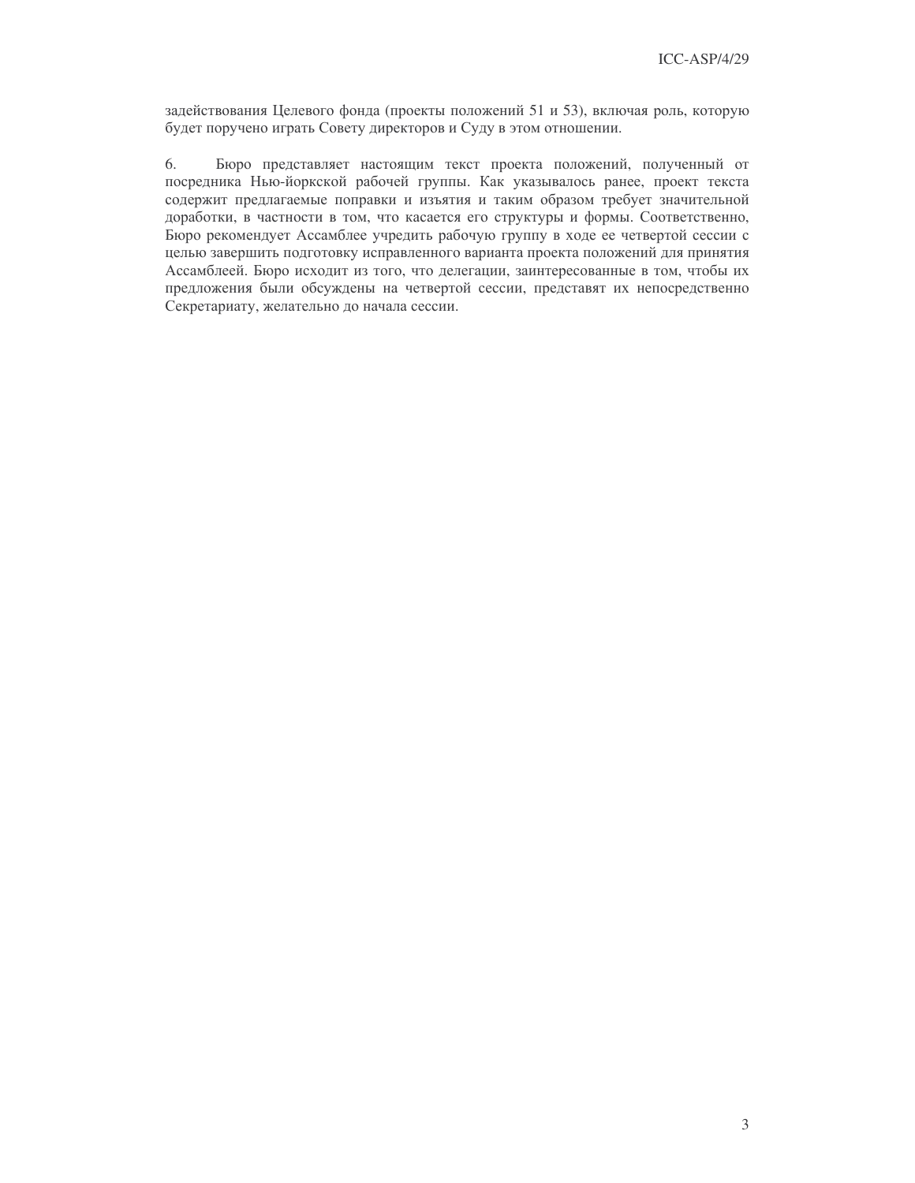задействования Целевого фонда (проекты положений 51 и 53), включая роль, которую будет поручено играть Совету директоров и Суду в этом отношении.

6. Бюро представляет настоящим текст проекта положений, полученный от посредника Нью-йоркской рабочей группы. Как указывалось ранее, проект текста содержит предлагаемые поправки и изъятия и таким образом требует значительной доработки, в частности в том, что касается его структуры и формы. Соответственно, Бюро рекомендует Ассамблее учредить рабочую группу в ходе ее четвертой сессии с целью завершить подготовку исправленного варианта проекта положений для принятия Ассамблеей. Бюро исходит из того, что делегации, заинтересованные в том, чтобы их предложения были обсуждены на четвертой сессии, представят их непосредственно Секретариату, желательно до начала сессии.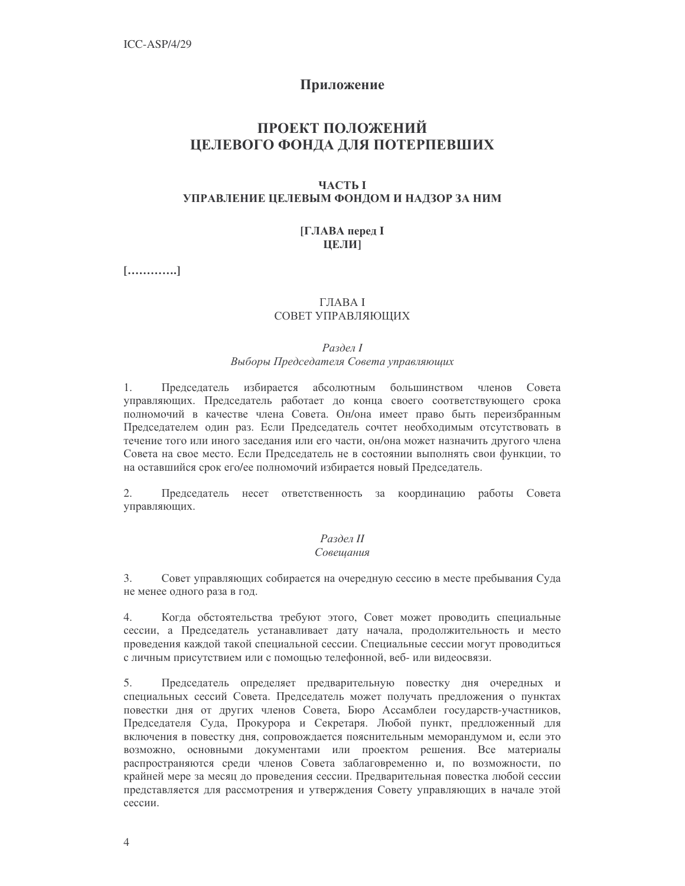# Приложение

# ПРОЕКТ ПОЛОЖЕНИЙ ЦЕЛЕВОГО ФОНДА ДЛЯ ПОТЕРПЕВШИХ

## ЧАСТЬ I УПРАВЛЕНИЕ ЦЕЛЕВЫМ ФОНДОМ И НАДЗОР ЗА НИМ

### [ГЛАВА перед I ЦЕЛИ]

**[………….]**

### ГЛАВА I СОВЕТ УПРАВЛЯЮЩИХ

*Раздел I*
*Выборы Председателя Совета управляющих*

1. Председатель избирается абсолютным большинством членов Совета управляющих. Председатель работает до конца своего соответствующего срока полномочий в качестве члена Совета. Он/она имеет право быть переизбранным Председателем один раз. Если Председатель сочтет необходимым отсутствовать в течение того или иного заседания или его части, он/она может назначить другого члена Совета на свое место. Если Председатель не в состоянии выполнять свои функции, то на оставшийся срок его/ее полномочий избирается новый Председатель.

2. Председатель несет ответственность за координацию работы Совета управляющих.

*Раздел II*
*Совещания*

3. Совет управляющих собирается на очередную сессию в месте пребывания Суда не менее одного раза в год.

4. Когда обстоятельства требуют этого, Совет может проводить специальные сессии, а Председатель устанавливает дату начала, продолжительность и место проведения каждой такой специальной сессии. Специальные сессии могут проводиться с личным присутствием или с помощью телефонной, веб- или видеосвязи.

5. Председатель определяет предварительную повестку дня очередных и специальных сессий Совета. Председатель может получать предложения о пунктах повестки дня от других членов Совета, Бюро Ассамблеи государств-участников, Председателя Суда, Прокурора и Секретаря. Любой пункт, предложенный для включения в повестку дня, сопровождается пояснительным меморандумом и, если это возможно, основными документами или проектом решения. Все материалы распространяются среди членов Совета заблаговременно и, по возможности, по крайней мере за месяц до проведения сессии. Предварительная повестка любой сессии представляется для рассмотрения и утверждения Совету управляющих в начале этой сессии.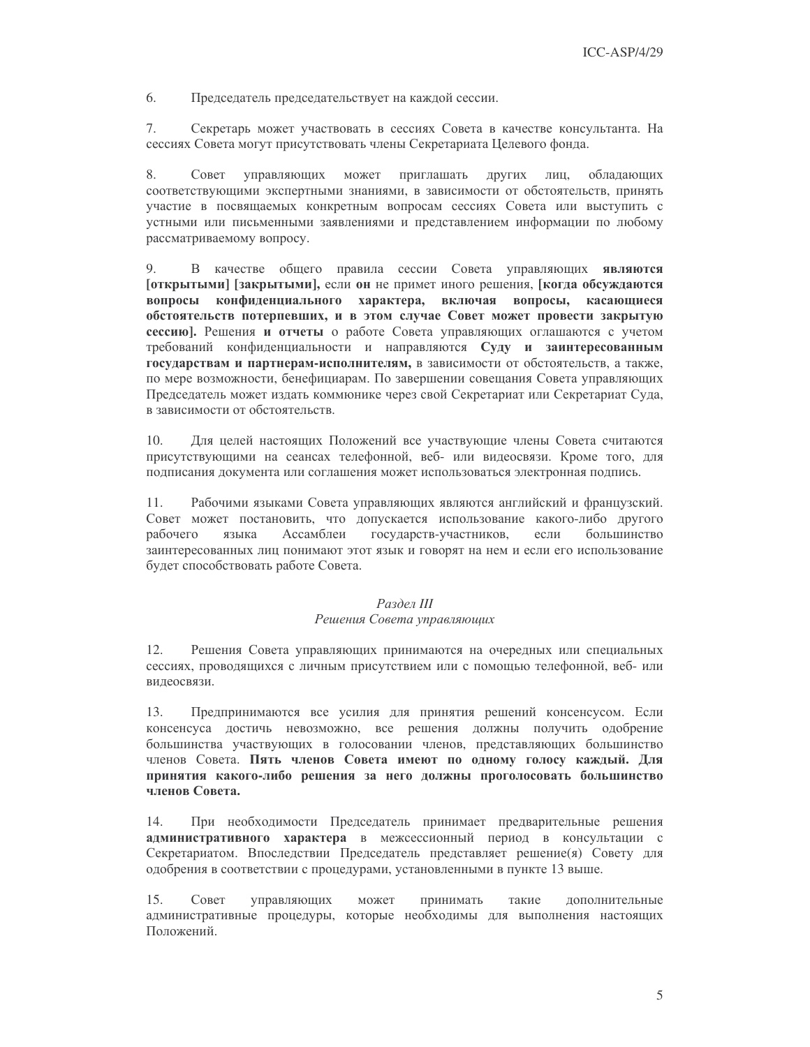6. Председатель председательствует на каждой сессии.

7. Секретарь может участвовать в сессиях Совета в качестве консультанта. На сессиях Совета могут присутствовать члены Секретариата Целевого фонда.

8. Совет управляющих может приглашать других лиц, обладающих соответствующими экспертными знаниями, в зависимости от обстоятельств, принять участие в посвящаемых конкретным вопросам сессиях Совета или выступить с устными или письменными заявлениями и представлением информации по любому рассматриваемому вопросу.

9. В качестве общего правила сессии Совета управляющих **являются [открытыми] [закрытыми],** если **он** не примет иного решения, **[когда обсуждаются вопросы конфиденциального характера, включая вопросы, касающиеся обстоятельств потерпевших, и в этом случае Совет может провести закрытую сессию].** Решения **и отчеты** о работе Совета управляющих оглашаются с учетом требований конфиденциальности и направляются **Суду и заинтересованным государствам и партнерам-исполнителям,** в зависимости от обстоятельств, а также, по мере возможности, бенефициарам. По завершении совещания Совета управляющих Председатель может издать коммюнике через свой Секретариат или Секретариат Суда, в зависимости от обстоятельств.

10. Для целей настоящих Положений все участвующие члены Совета считаются присутствующими на сеансах телефонной, веб- или видеосвязи. Кроме того, для подписания документа или соглашения может использоваться электронная подпись.

11. Рабочими языками Совета управляющих являются английский и французский. Совет может постановить, что допускается использование какого-либо другого рабочего языка Ассамблеи государств-участников, если большинство заинтересованных лиц понимают этот язык и говорят на нем и если его использование будет способствовать работе Совета.

## *Раздел III*
## *Решения Совета управляющих*

12. Решения Совета управляющих принимаются на очередных или специальных сессиях, проводящихся с личным присутствием или с помощью телефонной, веб- или видеосвязи.

13. Предпринимаются все усилия для принятия решений консенсусом. Если консенсуса достичь невозможно, все решения должны получить одобрение большинства участвующих в голосовании членов, представляющих большинство членов Совета. **Пять членов Совета имеют по одному голосу каждый. Для принятия какого-либо решения за него должны проголосовать большинство членов Совета.**

14. При необходимости Председатель принимает предварительные решения **административного характера** в межсессионный период в консультации с Секретариатом. Впоследствии Председатель представляет решение(я) Совету для одобрения в соответствии с процедурами, установленными в пункте 13 выше.

15. Совет управляющих может принимать такие дополнительные административные процедуры, которые необходимы для выполнения настоящих Положений.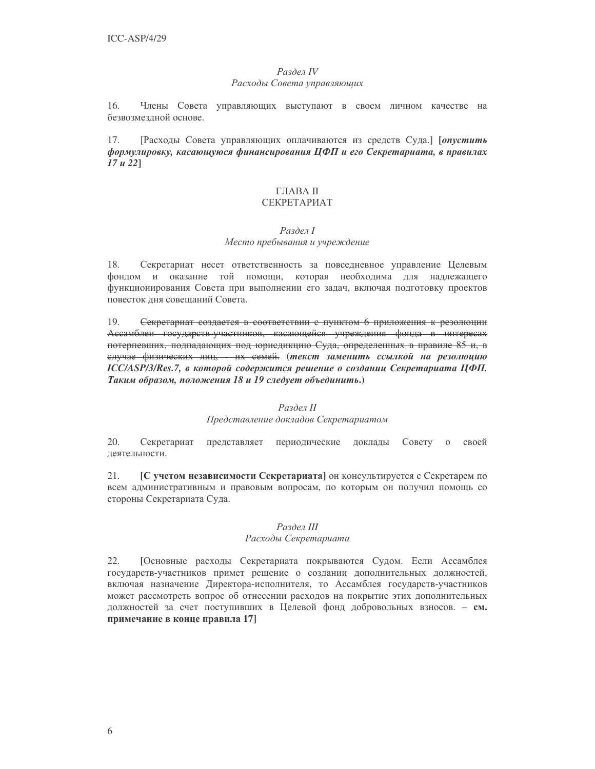*Раздел IV*
*Расходы Совета управляющих*

16. Члены Совета управляющих выступают в своем личном качестве на безвозмездной основе.

17. [Расходы Совета управляющих оплачиваются из средств Суда.] [***опустить формулировку, касающуюся финансирования ЦФП и его Секретариата, в правилах 17 и 22***]

## ГЛАВА II
## СЕКРЕТАРИАТ

*Раздел I*
*Место пребывания и учреждение*

18. Секретариат несет ответственность за повседневное управление Целевым фондом и оказание той помощи, которая необходима для надлежащего функционирования Совета при выполнении его задач, включая подготовку проектов повесток дня совещаний Совета.

19. ~~Секретариат создается в соответствии с пунктом 6 приложения к резолюции Ассамблеи государств-участников, касающейся учреждения фонда в интересах потерпевших, подпадающих под юрисдикцию Суда, определенных в правиле 85 и, в случае физических лиц, - их семей.~~ (***текст заменить ссылкой на резолюцию ICC/ASP/3/Res.7, в которой содержится решение о создании Секретариата ЦФП. Таким образом, положения 18 и 19 следует объединить.***)

*Раздел II*
*Представление докладов Секретариатом*

20. Секретариат представляет периодические доклады Совету о своей деятельности.

21. **[С учетом независимости Секретариата]** он консультируется с Секретарем по всем административным и правовым вопросам, по которым он получил помощь со стороны Секретариата Суда.

*Раздел III*
*Расходы Секретариата*

22. [Основные расходы Секретариата покрываются Судом. Если Ассамблея государств-участников примет решение о создании дополнительных должностей, включая назначение Директора-исполнителя, то Ассамблея государств-участников может рассмотреть вопрос об отнесении расходов на покрытие этих дополнительных должностей за счет поступивших в Целевой фонд добровольных взносов. – **см. примечание в конце правила 17**]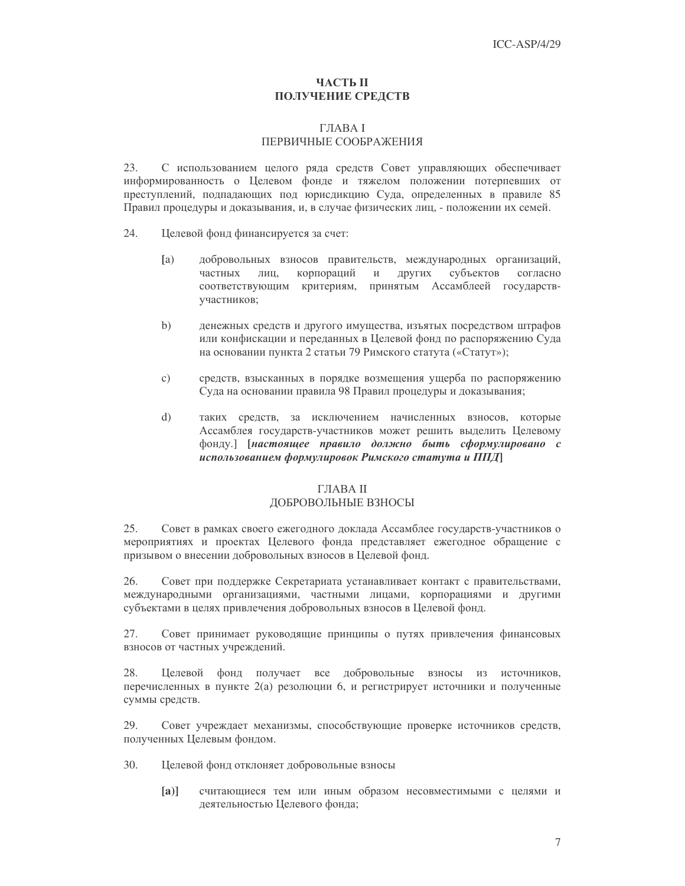## ЧАСТЬ II
## ПОЛУЧЕНИЕ СРЕДСТВ

### ГЛАВА I
### ПЕРВИЧНЫЕ СООБРАЖЕНИЯ

23. С использованием целого ряда средств Совет управляющих обеспечивает информированность о Целевом фонде и тяжелом положении потерпевших от преступлений, подпадающих под юрисдикцию Суда, определенных в правиле 85 Правил процедуры и доказывания, и, в случае физических лиц, - положении их семей.

24. Целевой фонд финансируется за счет:

[a) добровольных взносов правительств, международных организаций, частных лиц, корпораций и других субъектов согласно соответствующим критериям, принятым Ассамблеей государств-участников;

b) денежных средств и другого имущества, изъятых посредством штрафов или конфискации и переданных в Целевой фонд по распоряжению Суда на основании пункта 2 статьи 79 Римского статута («Статут»);

c) средств, взысканных в порядке возмещения ущерба по распоряжению Суда на основании правила 98 Правил процедуры и доказывания;

d) таких средств, за исключением начисленных взносов, которые Ассамблея государств-участников может решить выделить Целевому фонду.] [***настоящее правило должно быть сформулировано с использованием формулировок Римского статута и ППД***]

### ГЛАВА II
### ДОБРОВОЛЬНЫЕ ВЗНОСЫ

25. Совет в рамках своего ежегодного доклада Ассамблее государств-участников о мероприятиях и проектах Целевого фонда представляет ежегодное обращение с призывом о внесении добровольных взносов в Целевой фонд.

26. Совет при поддержке Секретариата устанавливает контакт с правительствами, международными организациями, частными лицами, корпорациями и другими субъектами в целях привлечения добровольных взносов в Целевой фонд.

27. Совет принимает руководящие принципы о путях привлечения финансовых взносов от частных учреждений.

28. Целевой фонд получает все добровольные взносы из источников, перечисленных в пункте 2(a) резолюции 6, и регистрирует источники и полученные суммы средств.

29. Совет учреждает механизмы, способствующие проверке источников средств, полученных Целевым фондом.

30. Целевой фонд отклоняет добровольные взносы

**[a)]** считающиеся тем или иным образом несовместимыми с целями и деятельностью Целевого фонда;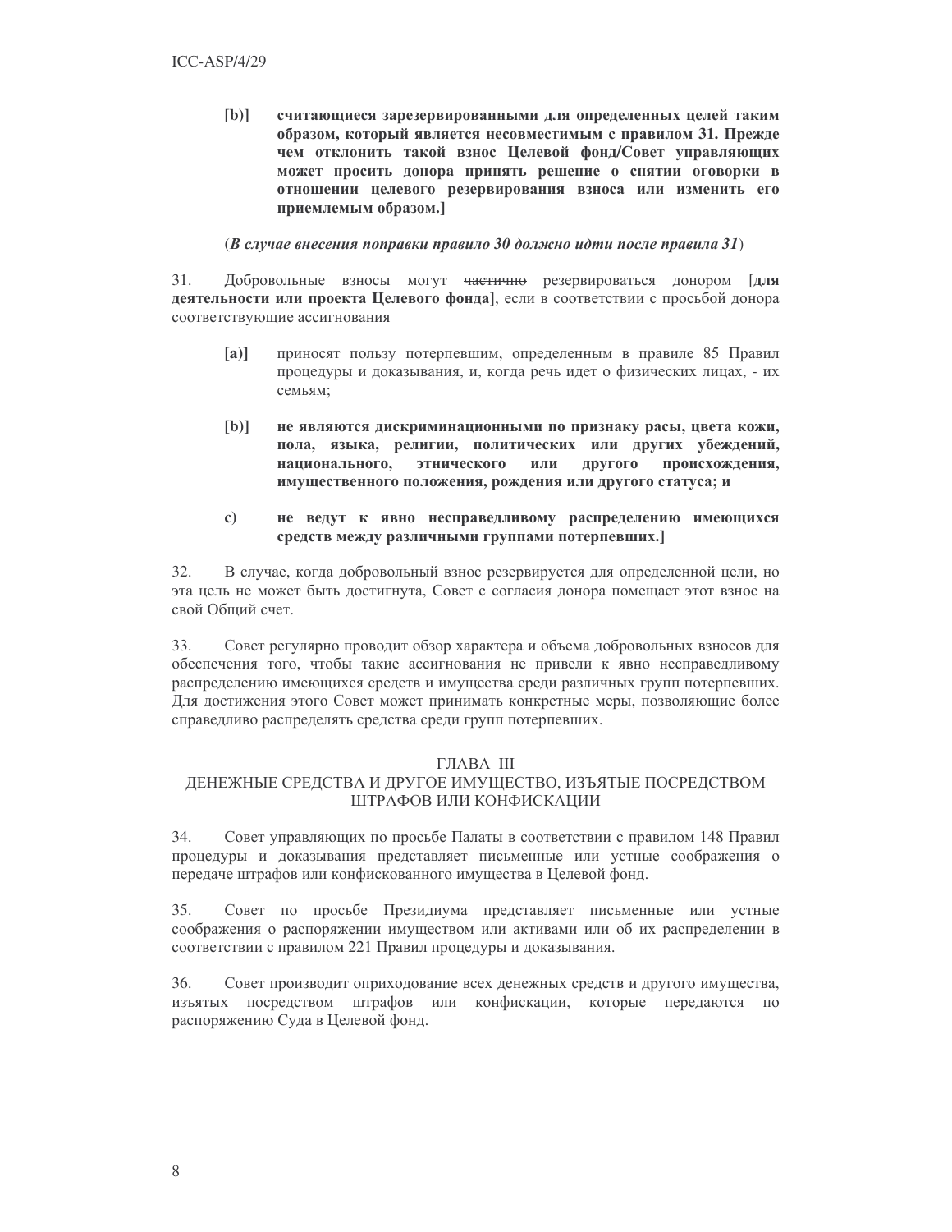**[b)] считающиеся зарезервированными для определенных целей таким образом, который является несовместимым с правилом 31. Прежде чем отклонить такой взнос Целевой фонд/Совет управляющих может просить донора принять решение о снятии оговорки в отношении целевого резервирования взноса или изменить его приемлемым образом.]**

(***В случае внесения поправки правило 30 должно идти после правила 31***)

31. Добровольные взносы могут ~~частично~~ резервироваться донором [**для деятельности или проекта Целевого фонда**], если в соответствии с просьбой донора соответствующие ассигнования

[a)] приносят пользу потерпевшим, определенным в правиле 85 Правил процедуры и доказывания, и, когда речь идет о физических лицах, - их семьям;

**[b)] не являются дискриминационными по признаку расы, цвета кожи, пола, языка, религии, политических или других убеждений, национального, этнического или другого происхождения, имущественного положения, рождения или другого статуса; и**

**c) не ведут к явно несправедливому распределению имеющихся средств между различными группами потерпевших.]**

32. В случае, когда добровольный взнос резервируется для определенной цели, но эта цель не может быть достигнута, Совет с согласия донора помещает этот взнос на свой Общий счет.

33. Совет регулярно проводит обзор характера и объема добровольных взносов для обеспечения того, чтобы такие ассигнования не привели к явно несправедливому распределению имеющихся средств и имущества среди различных групп потерпевших. Для достижения этого Совет может принимать конкретные меры, позволяющие более справедливо распределять средства среди групп потерпевших.

## ГЛАВА III
## ДЕНЕЖНЫЕ СРЕДСТВА И ДРУГОЕ ИМУЩЕСТВО, ИЗЪЯТЫЕ ПОСРЕДСТВОМ ШТРАФОВ ИЛИ КОНФИСКАЦИИ

34. Совет управляющих по просьбе Палаты в соответствии с правилом 148 Правил процедуры и доказывания представляет письменные или устные соображения о передаче штрафов или конфискованного имущества в Целевой фонд.

35. Совет по просьбе Президиума представляет письменные или устные соображения о распоряжении имуществом или активами или об их распределении в соответствии с правилом 221 Правил процедуры и доказывания.

36. Совет производит оприходование всех денежных средств и другого имущества, изъятых посредством штрафов или конфискации, которые передаются по распоряжению Суда в Целевой фонд.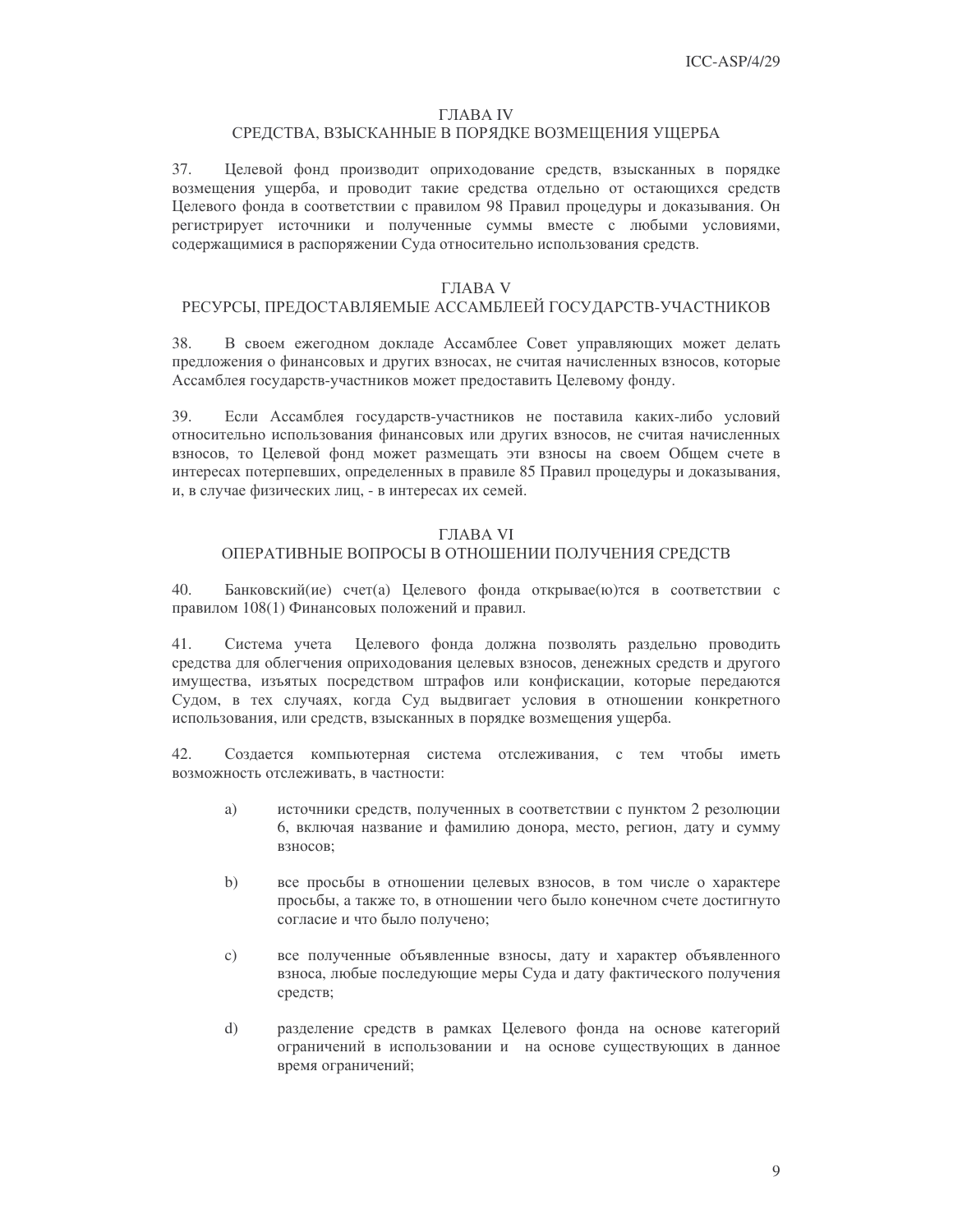## ГЛАВА IV
## СРЕДСТВА, ВЗЫСКАННЫЕ В ПОРЯДКЕ ВОЗМЕЩЕНИЯ УЩЕРБА

37. Целевой фонд производит оприходование средств, взысканных в порядке возмещения ущерба, и проводит такие средства отдельно от остающихся средств Целевого фонда в соответствии с правилом 98 Правил процедуры и доказывания. Он регистрирует источники и полученные суммы вместе с любыми условиями, содержащимися в распоряжении Суда относительно использования средств.

## ГЛАВА V
## РЕСУРСЫ, ПРЕДОСТАВЛЯЕМЫЕ АССАМБЛЕЕЙ ГОСУДАРСТВ-УЧАСТНИКОВ

38. В своем ежегодном докладе Ассамблее Совет управляющих может делать предложения о финансовых и других взносах, не считая начисленных взносов, которые Ассамблея государств-участников может предоставить Целевому фонду.

39. Если Ассамблея государств-участников не поставила каких-либо условий относительно использования финансовых или других взносов, не считая начисленных взносов, то Целевой фонд может размещать эти взносы на своем Общем счете в интересах потерпевших, определенных в правиле 85 Правил процедуры и доказывания, и, в случае физических лиц, - в интересах их семей.

## ГЛАВА VI
## ОПЕРАТИВНЫЕ ВОПРОСЫ В ОТНОШЕНИИ ПОЛУЧЕНИЯ СРЕДСТВ

40. Банковский(ие) счет(а) Целевого фонда открывае(ю)тся в соответствии с правилом 108(1) Финансовых положений и правил.

41. Система учета Целевого фонда должна позволять раздельно проводить средства для облегчения оприходования целевых взносов, денежных средств и другого имущества, изъятых посредством штрафов или конфискации, которые передаются Судом, в тех случаях, когда Суд выдвигает условия в отношении конкретного использования, или средств, взысканных в порядке возмещения ущерба.

42. Создается компьютерная система отслеживания, с тем чтобы иметь возможность отслеживать, в частности:

a) источники средств, полученных в соответствии с пунктом 2 резолюции 6, включая название и фамилию донора, место, регион, дату и сумму взносов;

b) все просьбы в отношении целевых взносов, в том числе о характере просьбы, а также то, в отношении чего было конечном счете достигнуто согласие и что было получено;

c) все полученные объявленные взносы, дату и характер объявленного взноса, любые последующие меры Суда и дату фактического получения средств;

d) разделение средств в рамках Целевого фонда на основе категорий ограничений в использовании и на основе существующих в данное время ограничений;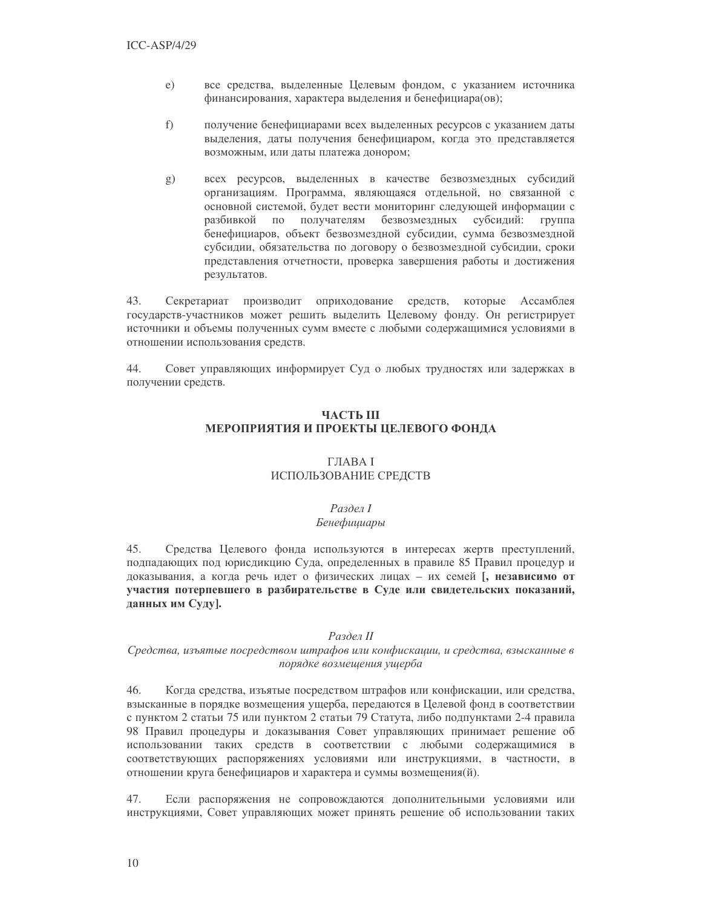e) все средства, выделенные Целевым фондом, с указанием источника финансирования, характера выделения и бенефициара(ов);

f) получение бенефициарами всех выделенных ресурсов с указанием даты выделения, даты получения бенефициаром, когда это представляется возможным, или даты платежа донором;

g) всех ресурсов, выделенных в качестве безвозмездных субсидий организациям. Программа, являющаяся отдельной, но связанной с основной системой, будет вести мониторинг следующей информации с разбивкой по получателям безвозмездных субсидий: группа бенефициаров, объект безвозмездной субсидии, сумма безвозмездной субсидии, обязательства по договору о безвозмездной субсидии, сроки представления отчетности, проверка завершения работы и достижения результатов.

43. Секретариат производит оприходование средств, которые Ассамблея государств-участников может решить выделить Целевому фонду. Он регистрирует источники и объемы полученных сумм вместе с любыми содержащимися условиями в отношении использования средств.

44. Совет управляющих информирует Суд о любых трудностях или задержках в получении средств.

## ЧАСТЬ III
## МЕРОПРИЯТИЯ И ПРОЕКТЫ ЦЕЛЕВОГО ФОНДА

### ГЛАВА I
### ИСПОЛЬЗОВАНИЕ СРЕДСТВ

#### *Раздел I*
#### *Бенефициары*

45. Средства Целевого фонда используются в интересах жертв преступлений, подпадающих под юрисдикцию Суда, определенных в правиле 85 Правил процедур и доказывания, а когда речь идет о физических лицах – их семей **[, независимо от участия потерпевшего в разбирательстве в Суде или свидетельских показаний, данных им Суду].**

#### *Раздел II*
#### *Средства, изъятые посредством штрафов или конфискации, и средства, взысканные в порядке возмещения ущерба*

46. Когда средства, изъятые посредством штрафов или конфискации, или средства, взысканные в порядке возмещения ущерба, передаются в Целевой фонд в соответствии с пунктом 2 статьи 75 или пунктом 2 статьи 79 Статута, либо подпунктами 2-4 правила 98 Правил процедуры и доказывания Совет управляющих принимает решение об использовании таких средств в соответствии с любыми содержащимися в соответствующих распоряжениях условиями или инструкциями, в частности, в отношении круга бенефициаров и характера и суммы возмещения(й).

47. Если распоряжения не сопровождаются дополнительными условиями или инструкциями, Совет управляющих может принять решение об использовании таких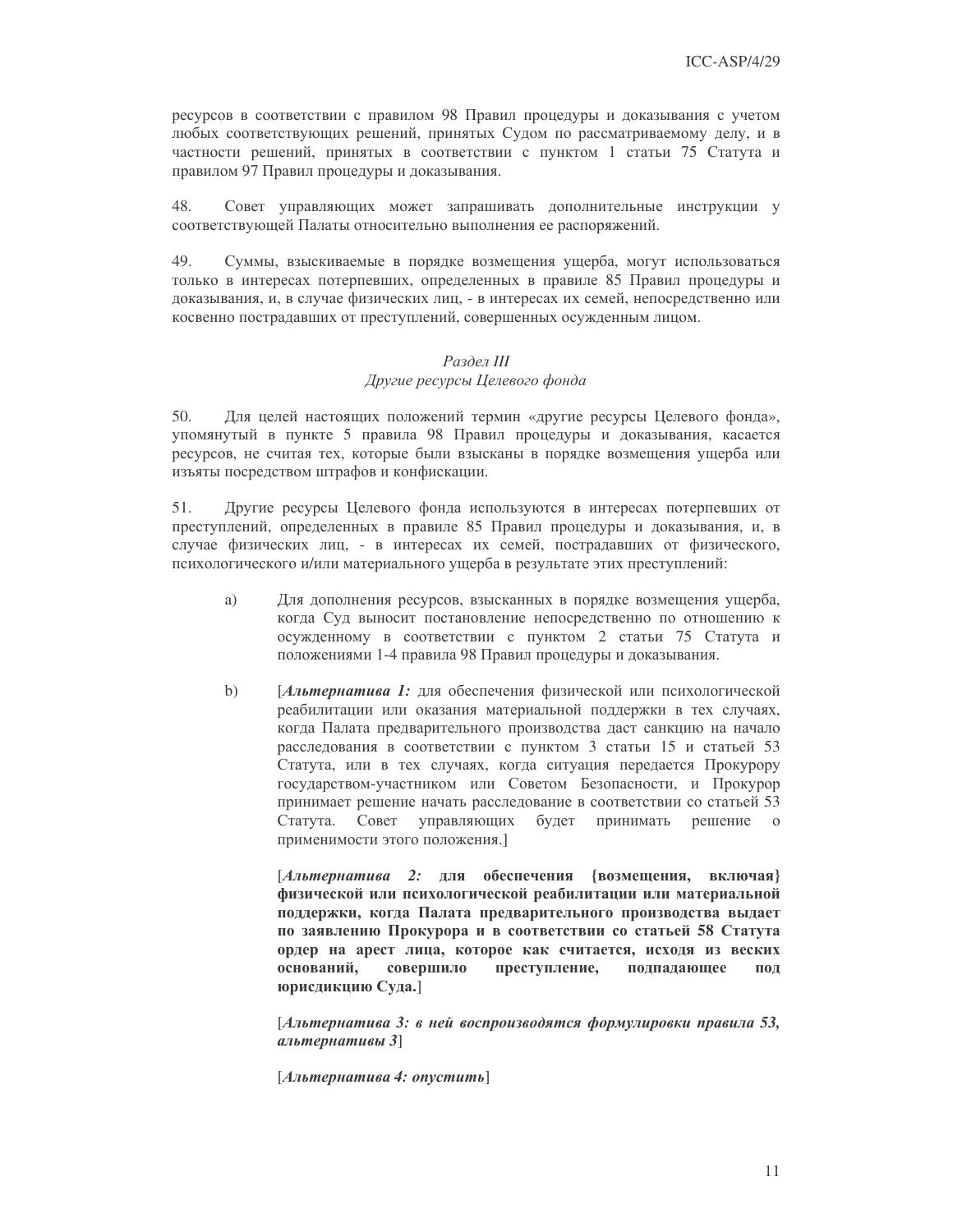ресурсов в соответствии с правилом 98 Правил процедуры и доказывания с учетом любых соответствующих решений, принятых Судом по рассматриваемому делу, и в частности решений, принятых в соответствии с пунктом 1 статьи 75 Статута и правилом 97 Правил процедуры и доказывания.

48. Совет управляющих может запрашивать дополнительные инструкции у соответствующей Палаты относительно выполнения ее распоряжений.

49. Суммы, взыскиваемые в порядке возмещения ущерба, могут использоваться только в интересах потерпевших, определенных в правиле 85 Правил процедуры и доказывания, и, в случае физических лиц, - в интересах их семей, непосредственно или косвенно пострадавших от преступлений, совершенных осужденным лицом.

### *Раздел III*
### *Другие ресурсы Целевого фонда*

50. Для целей настоящих положений термин «другие ресурсы Целевого фонда», упомянутый в пункте 5 правила 98 Правил процедуры и доказывания, касается ресурсов, не считая тех, которые были взысканы в порядке возмещения ущерба или изъяты посредством штрафов и конфискации.

51. Другие ресурсы Целевого фонда используются в интересах потерпевших от преступлений, определенных в правиле 85 Правил процедуры и доказывания, и, в случае физических лиц, - в интересах их семей, пострадавших от физического, психологического и/или материального ущерба в результате этих преступлений:

a) Для дополнения ресурсов, взысканных в порядке возмещения ущерба, когда Суд выносит постановление непосредственно по отношению к осужденному в соответствии с пунктом 2 статьи 75 Статута и положениями 1-4 правила 98 Правил процедуры и доказывания.

b) [***Альтернатива 1:*** для обеспечения физической или психологической реабилитации или оказания материальной поддержки в тех случаях, когда Палата предварительного производства даст санкцию на начало расследования в соответствии с пунктом 3 статьи 15 и статьей 53 Статута, или в тех случаях, когда ситуация передается Прокурору государством-участником или Советом Безопасности, и Прокурор принимает решение начать расследование в соответствии со статьей 53 Статута. Совет управляющих будет принимать решение о применимости этого положения.]

[***Альтернатива 2:*** **для обеспечения {возмещения, включая} физической или психологической реабилитации или материальной поддержки, когда Палата предварительного производства выдает по заявлению Прокурора и в соответствии со статьей 58 Статута ордер на арест лица, которое как считается, исходя из веских оснований, совершило преступление, подпадающее под юрисдикцию Суда.**]

[***Альтернатива 3: в ней воспроизводятся формулировки правила 53, альтернативы 3***]

[***Альтернатива 4: опустить***]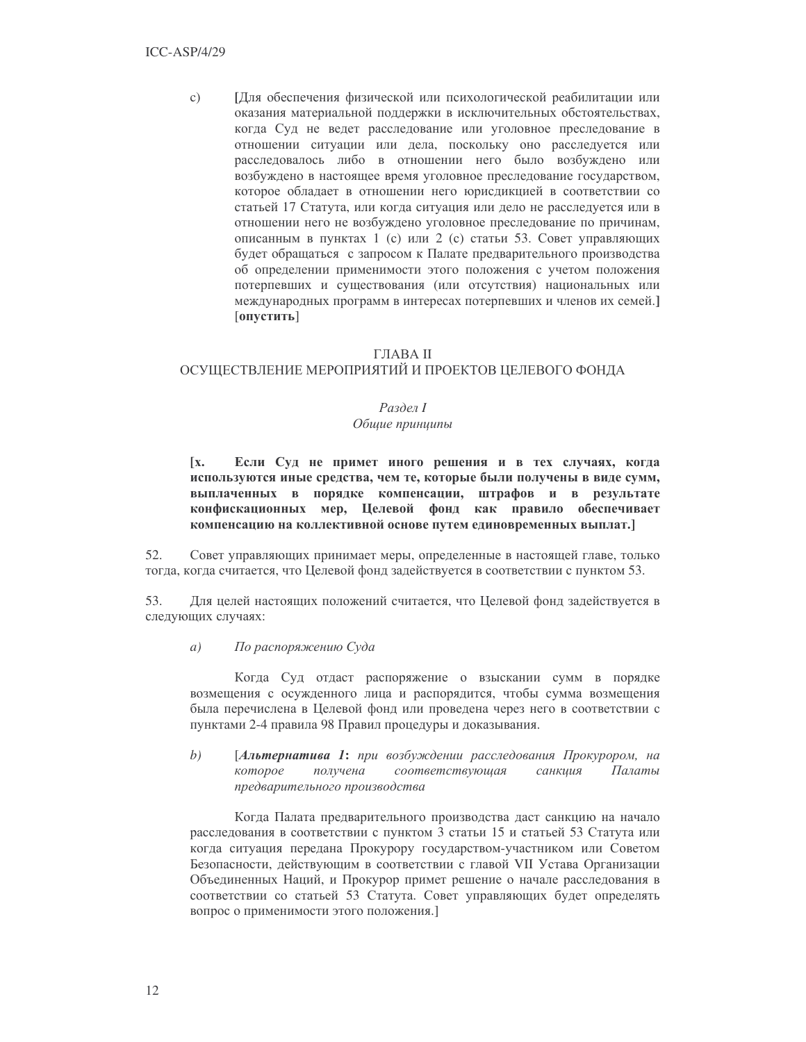c) **[**Для обеспечения физической или психологической реабилитации или оказания материальной поддержки в исключительных обстоятельствах, когда Суд не ведет расследование или уголовное преследование в отношении ситуации или дела, поскольку оно расследуется или расследовалось либо в отношении него было возбуждено или возбуждено в настоящее время уголовное преследование государством, которое обладает в отношении него юрисдикцией в соответствии со статьей 17 Статута, или когда ситуация или дело не расследуется или в отношении него не возбуждено уголовное преследование по причинам, описанным в пунктах 1 (c) или 2 (c) статьи 53. Совет управляющих будет обращаться с запросом к Палате предварительного производства об определении применимости этого положения с учетом положения потерпевших и существования (или отсутствия) национальных или международных программ в интересах потерпевших и членов их семей.**]** [**опустить**]

## ГЛАВА II
## ОСУЩЕСТВЛЕНИЕ МЕРОПРИЯТИЙ И ПРОЕКТОВ ЦЕЛЕВОГО ФОНДА

### *Раздел I*
### *Общие принципы*

**[x. Если Суд не примет иного решения и в тех случаях, когда используются иные средства, чем те, которые были получены в виде сумм, выплаченных в порядке компенсации, штрафов и в результате конфискационных мер, Целевой фонд как правило обеспечивает компенсацию на коллективной основе путем единовременных выплат.]**

52. Совет управляющих принимает меры, определенные в настоящей главе, только тогда, когда считается, что Целевой фонд задействуется в соответствии с пунктом 53.

53. Для целей настоящих положений считается, что Целевой фонд задействуется в следующих случаях:

*a) По распоряжению Суда*

Когда Суд отдаст распоряжение о взыскании сумм в порядке возмещения с осужденного лица и распорядится, чтобы сумма возмещения была перечислена в Целевой фонд или проведена через него в соответствии с пунктами 2-4 правила 98 Правил процедуры и доказывания.

*b)* [***Альтернатива 1**: при возбуждении расследования Прокурором, на которое получена соответствующая санкция Палаты предварительного производства*

Когда Палата предварительного производства даст санкцию на начало расследования в соответствии с пунктом 3 статьи 15 и статьей 53 Статута или когда ситуация передана Прокурору государством-участником или Советом Безопасности, действующим в соответствии с главой VII Устава Организации Объединенных Наций, и Прокурор примет решение о начале расследования в соответствии со статьей 53 Статута. Совет управляющих будет определять вопрос о применимости этого положения.]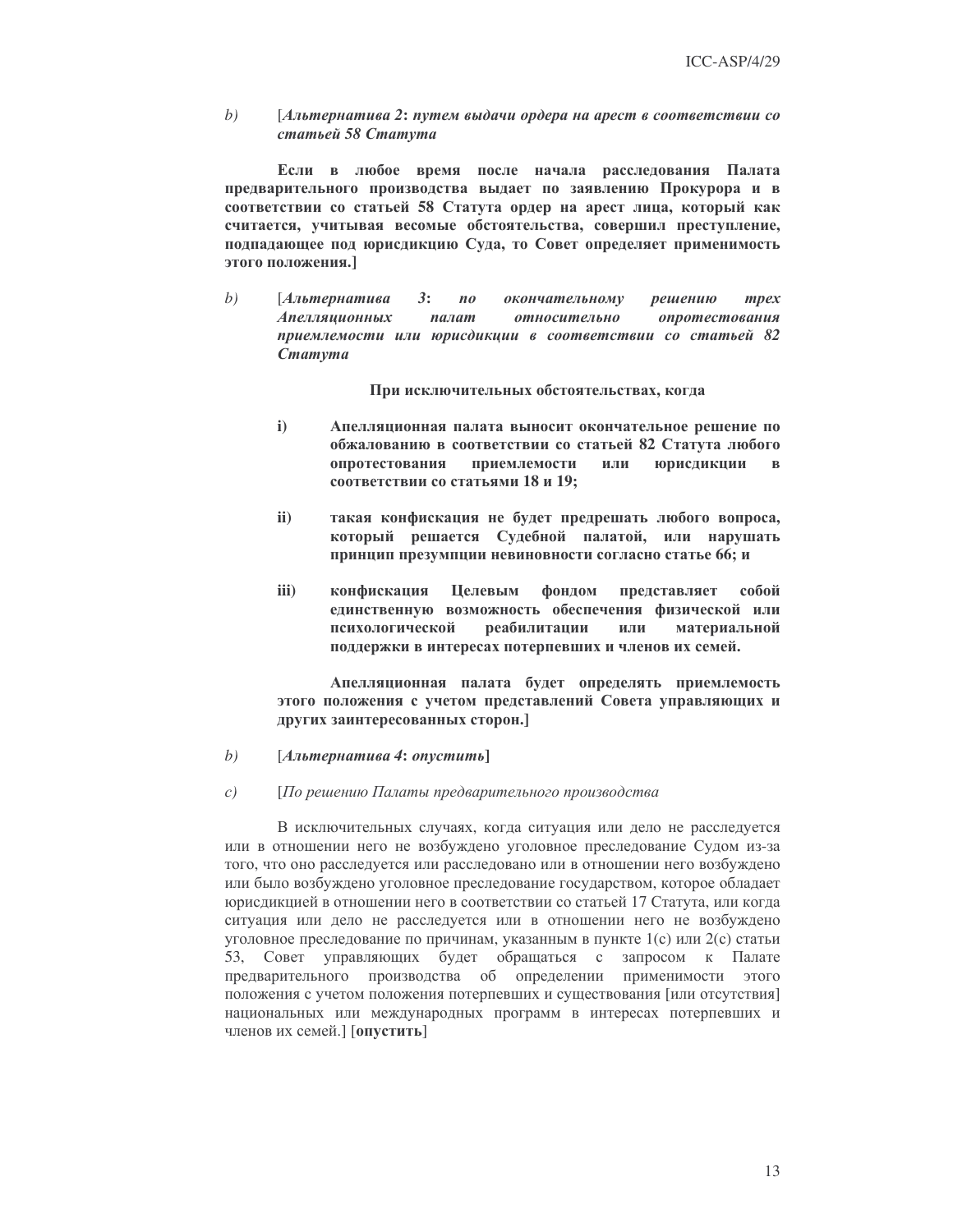*b)* [***Альтернатива 2*: *путем выдачи ордера на арест в соответствии со статьей 58 Статута***

**Если в любое время после начала расследования Палата предварительного производства выдает по заявлению Прокурора и в соответствии со статьей 58 Статута ордер на арест лица, который как считается, учитывая весомые обстоятельства, совершил преступление, подпадающее под юрисдикцию Суда, то Совет определяет применимость этого положения.]**

*b)* [***Альтернатива 3*: *по окончательному решению трех Апелляционных палат относительно опротестования приемлемости или юрисдикции в соответствии со статьей 82 Статута***

**При исключительных обстоятельствах, когда**

**i) Апелляционная палата выносит окончательное решение по обжалованию в соответствии со статьей 82 Статута любого опротестования приемлемости или юрисдикции в соответствии со статьями 18 и 19;**

**ii) такая конфискация не будет предрешать любого вопроса, который решается Судебной палатой, или нарушать принцип презумпции невиновности согласно статье 66; и**

**iii) конфискация Целевым фондом представляет собой единственную возможность обеспечения физической или психологической реабилитации или материальной поддержки в интересах потерпевших и членов их семей.**

**Апелляционная палата будет определять приемлемость этого положения с учетом представлений Совета управляющих и других заинтересованных сторон.]**

*b)* [***Альтернатива 4*: *опустить*]**

*c)* [*По решению Палаты предварительного производства*

В исключительных случаях, когда ситуация или дело не расследуется или в отношении него не возбуждено уголовное преследование Судом из-за того, что оно расследуется или расследовано или в отношении него возбуждено или было возбуждено уголовное преследование государством, которое обладает юрисдикцией в отношении него в соответствии со статьей 17 Статута, или когда ситуация или дело не расследуется или в отношении него не возбуждено уголовное преследование по причинам, указанным в пункте 1(c) или 2(c) статьи 53, Совет управляющих будет обращаться с запросом к Палате предварительного производства об определении применимости этого положения с учетом положения потерпевших и существования [или отсутствия] национальных или международных программ в интересах потерпевших и членов их семей.] [**опустить**]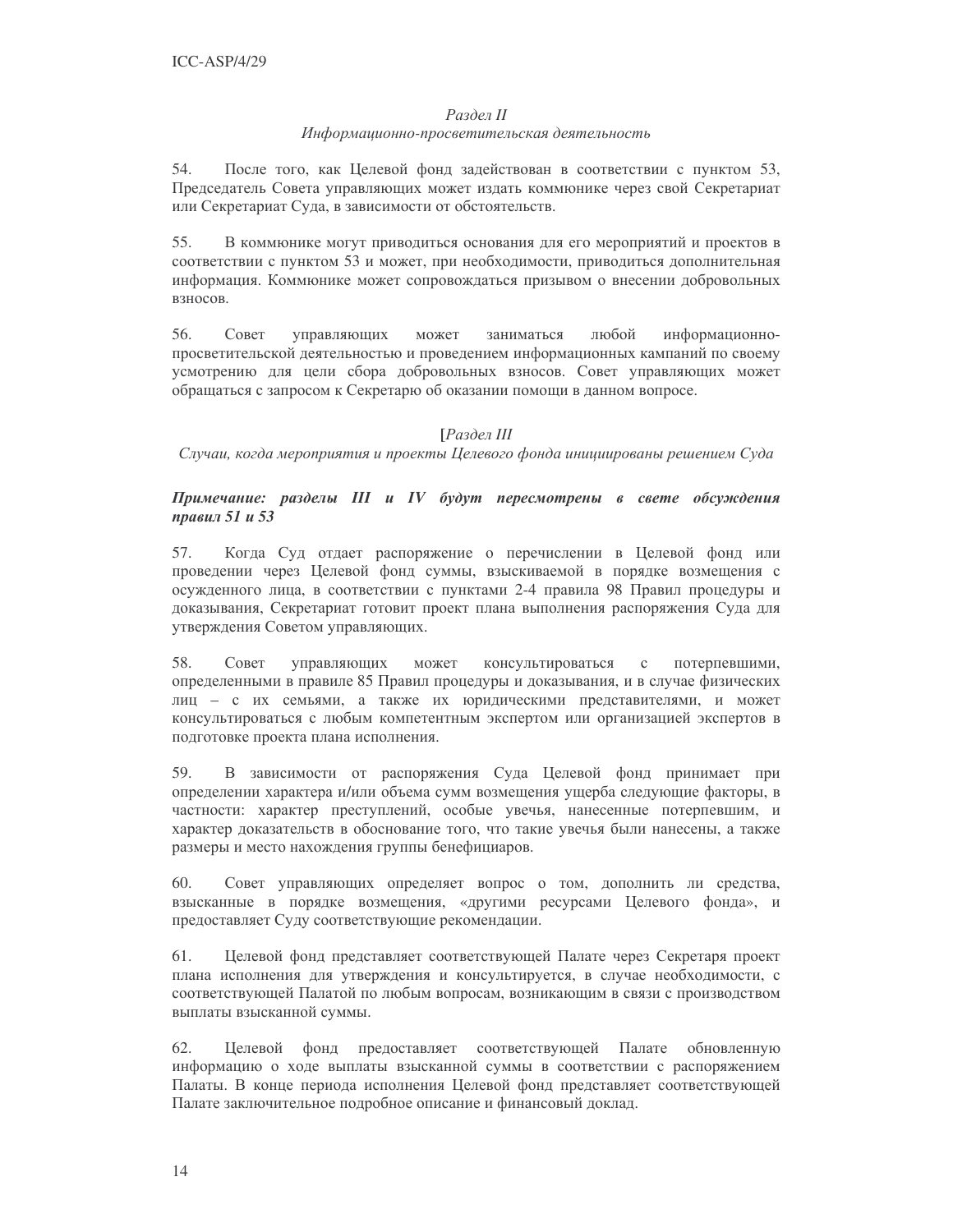*Раздел II*
*Информационно-просветительская деятельность*

54. После того, как Целевой фонд задействован в соответствии с пунктом 53, Председатель Совета управляющих может издать коммюнике через свой Секретариат или Секретариат Суда, в зависимости от обстоятельств.

55. В коммюнике могут приводиться основания для его мероприятий и проектов в соответствии с пунктом 53 и может, при необходимости, приводиться дополнительная информация. Коммюнике может сопровождаться призывом о внесении добровольных взносов.

56. Совет управляющих может заниматься любой информационно-просветительской деятельностью и проведением информационных кампаний по своему усмотрению для цели сбора добровольных взносов. Совет управляющих может обращаться с запросом к Секретарю об оказании помощи в данном вопросе.

[*Раздел III*
*Случаи, когда мероприятия и проекты Целевого фонда инициированы решением Суда*

***Примечание: разделы III и IV будут пересмотрены в свете обсуждения правил 51 и 53***

57. Когда Суд отдает распоряжение о перечислении в Целевой фонд или проведении через Целевой фонд суммы, взыскиваемой в порядке возмещения с осужденного лица, в соответствии с пунктами 2-4 правила 98 Правил процедуры и доказывания, Секретариат готовит проект плана выполнения распоряжения Суда для утверждения Советом управляющих.

58. Совет управляющих может консультироваться с потерпевшими, определенными в правиле 85 Правил процедуры и доказывания, и в случае физических лиц – с их семьями, а также их юридическими представителями, и может консультироваться с любым компетентным экспертом или организацией экспертов в подготовке проекта плана исполнения.

59. В зависимости от распоряжения Суда Целевой фонд принимает при определении характера и/или объема сумм возмещения ущерба следующие факторы, в частности: характер преступлений, особые увечья, нанесенные потерпевшим, и характер доказательств в обоснование того, что такие увечья были нанесены, а также размеры и место нахождения группы бенефициаров.

60. Совет управляющих определяет вопрос о том, дополнить ли средства, взысканные в порядке возмещения, «другими ресурсами Целевого фонда», и предоставляет Суду соответствующие рекомендации.

61. Целевой фонд представляет соответствующей Палате через Секретаря проект плана исполнения для утверждения и консультируется, в случае необходимости, с соответствующей Палатой по любым вопросам, возникающим в связи с производством выплаты взысканной суммы.

62. Целевой фонд предоставляет соответствующей Палате обновленную информацию о ходе выплаты взысканной суммы в соответствии с распоряжением Палаты. В конце периода исполнения Целевой фонд представляет соответствующей Палате заключительное подробное описание и финансовый доклад.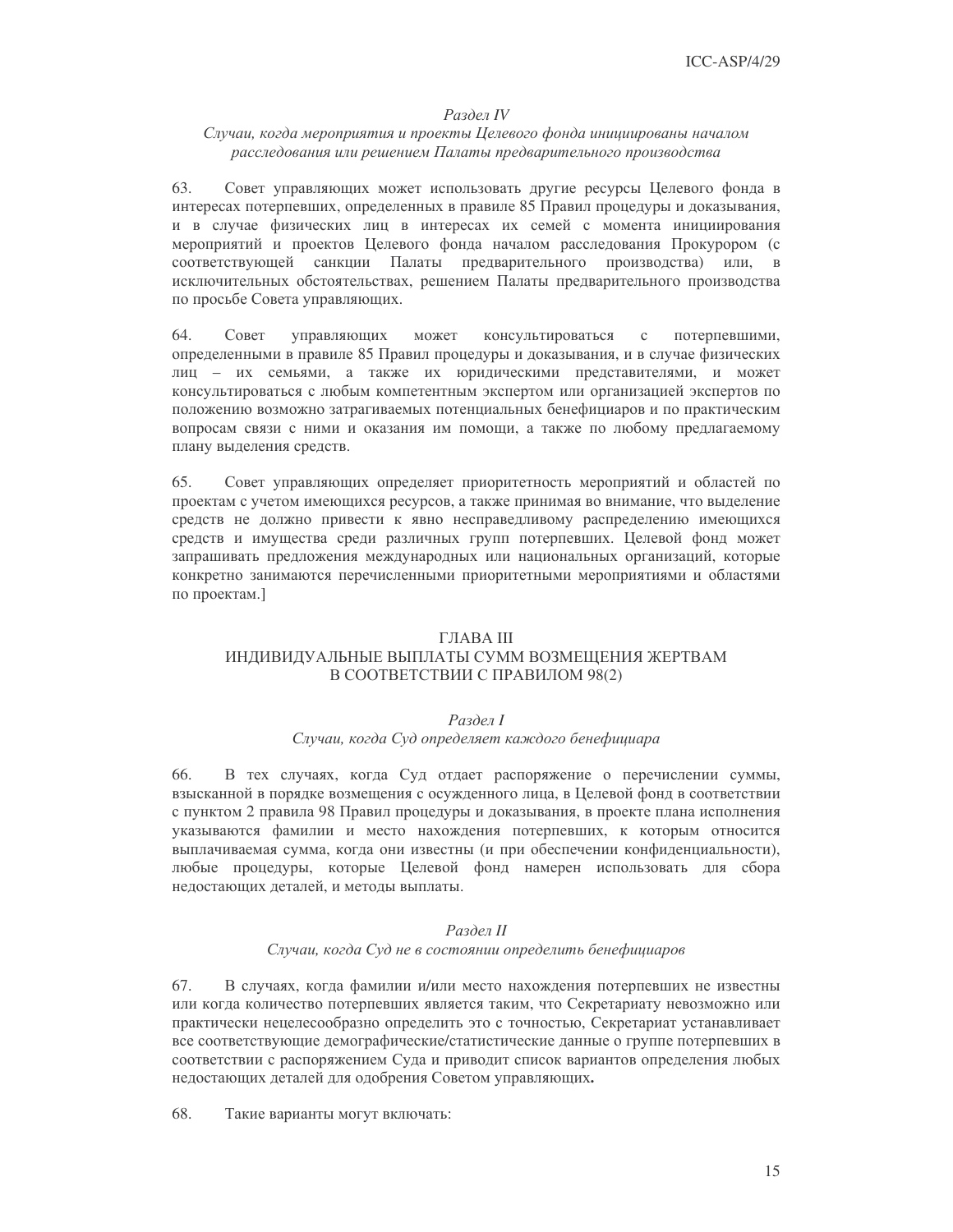*Раздел IV*

*Случаи, когда мероприятия и проекты Целевого фонда инициированы началом расследования или решением Палаты предварительного производства*

63. Совет управляющих может использовать другие ресурсы Целевого фонда в интересах потерпевших, определенных в правиле 85 Правил процедуры и доказывания, и в случае физических лиц в интересах их семей с момента инициирования мероприятий и проектов Целевого фонда началом расследования Прокурором (с соответствующей санкции Палаты предварительного производства) или, в исключительных обстоятельствах, решением Палаты предварительного производства по просьбе Совета управляющих.

64. Совет управляющих может консультироваться с потерпевшими, определенными в правиле 85 Правил процедуры и доказывания, и в случае физических лиц – их семьями, а также их юридическими представителями, и может консультироваться с любым компетентным экспертом или организацией экспертов по положению возможно затрагиваемых потенциальных бенефициаров и по практическим вопросам связи с ними и оказания им помощи, а также по любому предлагаемому плану выделения средств.

65. Совет управляющих определяет приоритетность мероприятий и областей по проектам с учетом имеющихся ресурсов, а также принимая во внимание, что выделение средств не должно привести к явно несправедливому распределению имеющихся средств и имущества среди различных групп потерпевших. Целевой фонд может запрашивать предложения международных или национальных организаций, которые конкретно занимаются перечисленными приоритетными мероприятиями и областями по проектам.]

## ГЛАВА III
## ИНДИВИДУАЛЬНЫЕ ВЫПЛАТЫ СУММ ВОЗМЕЩЕНИЯ ЖЕРТВАМ В СООТВЕТСТВИИ С ПРАВИЛОМ 98(2)

*Раздел I*

*Случаи, когда Суд определяет каждого бенефициара*

66. В тех случаях, когда Суд отдает распоряжение о перечислении суммы, взысканной в порядке возмещения с осужденного лица, в Целевой фонд в соответствии с пунктом 2 правила 98 Правил процедуры и доказывания, в проекте плана исполнения указываются фамилии и место нахождения потерпевших, к которым относится выплачиваемая сумма, когда они известны (и при обеспечении конфиденциальности), любые процедуры, которые Целевой фонд намерен использовать для сбора недостающих деталей, и методы выплаты.

*Раздел II*

*Случаи, когда Суд не в состоянии определить бенефициаров*

67. В случаях, когда фамилии и/или место нахождения потерпевших не известны или когда количество потерпевших является таким, что Секретариату невозможно или практически нецелесообразно определить это с точностью, Секретариат устанавливает все соответствующие демографические/статистические данные о группе потерпевших в соответствии с распоряжением Суда и приводит список вариантов определения любых недостающих деталей для одобрения Советом управляющих.

68. Такие варианты могут включать: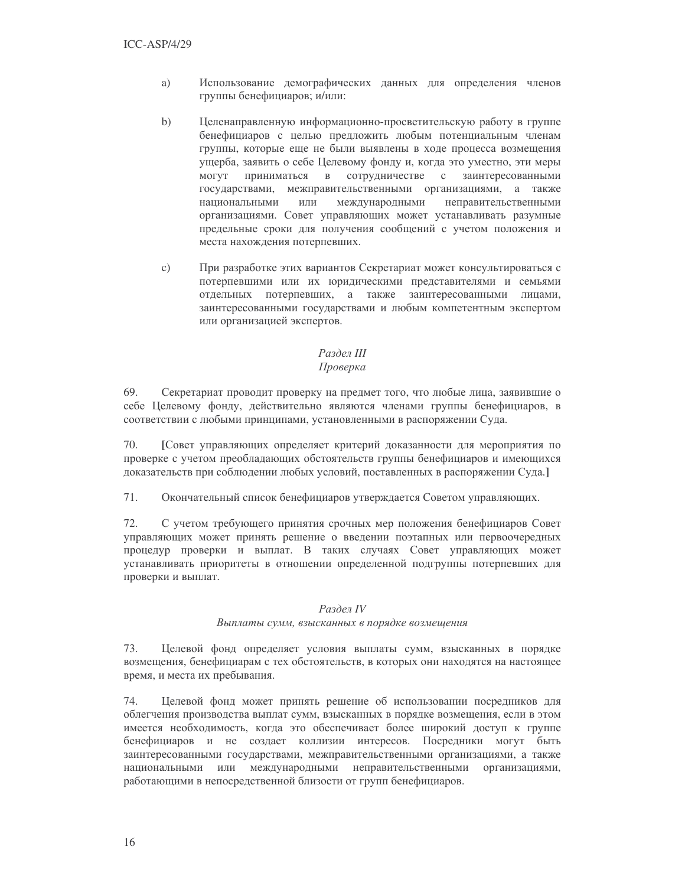a) Использование демографических данных для определения членов группы бенефициаров; и/или:

b) Целенаправленную информационно-просветительскую работу в группе бенефициаров с целью предложить любым потенциальным членам группы, которые еще не были выявлены в ходе процесса возмещения ущерба, заявить о себе Целевому фонду и, когда это уместно, эти меры могут приниматься в сотрудничестве с заинтересованными государствами, межправительственными организациями, а также национальными или международными неправительственными организациями. Совет управляющих может устанавливать разумные предельные сроки для получения сообщений с учетом положения и места нахождения потерпевших.

c) При разработке этих вариантов Секретариат может консультироваться с потерпевшими или их юридическими представителями и семьями отдельных потерпевших, а также заинтересованными лицами, заинтересованными государствами и любым компетентным экспертом или организацией экспертов.

### *Раздел III*
### *Проверка*

69. Секретариат проводит проверку на предмет того, что любые лица, заявившие о себе Целевому фонду, действительно являются членами группы бенефициаров, в соответствии с любыми принципами, установленными в распоряжении Суда.

70. [Совет управляющих определяет критерий доказанности для мероприятия по проверке с учетом преобладающих обстоятельств группы бенефициаров и имеющихся доказательств при соблюдении любых условий, поставленных в распоряжении Суда.]

71. Окончательный список бенефициаров утверждается Советом управляющих.

72. С учетом требующего принятия срочных мер положения бенефициаров Совет управляющих может принять решение о введении поэтапных или первоочередных процедур проверки и выплат. В таких случаях Совет управляющих может устанавливать приоритеты в отношении определенной подгруппы потерпевших для проверки и выплат.

### *Раздел IV*
### *Выплаты сумм, взысканных в порядке возмещения*

73. Целевой фонд определяет условия выплаты сумм, взысканных в порядке возмещения, бенефициарам с тех обстоятельств, в которых они находятся на настоящее время, и места их пребывания.

74. Целевой фонд может принять решение об использовании посредников для облегчения производства выплат сумм, взысканных в порядке возмещения, если в этом имеется необходимость, когда это обеспечивает более широкий доступ к группе бенефициаров и не создает коллизии интересов. Посредники могут быть заинтересованными государствами, межправительственными организациями, а также национальными или международными неправительственными организациями, работающими в непосредственной близости от групп бенефициаров.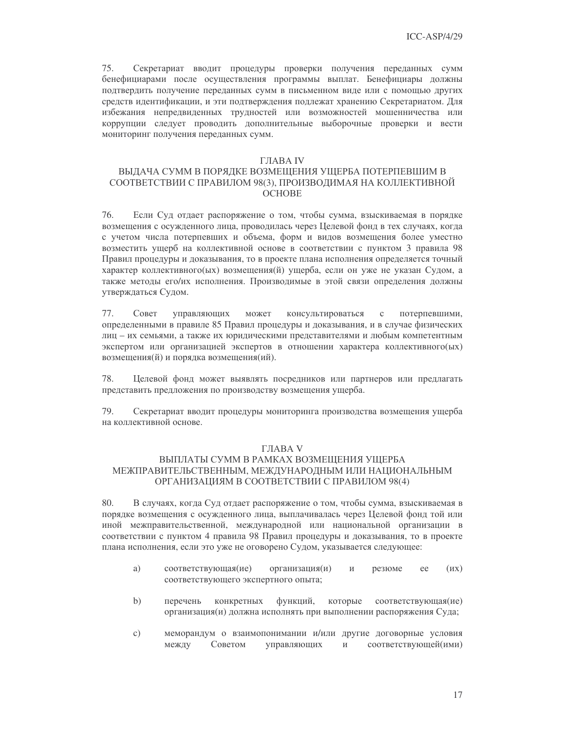75. Секретариат вводит процедуры проверки получения переданных сумм бенефициарами после осуществления программы выплат. Бенефициары должны подтвердить получение переданных сумм в письменном виде или с помощью других средств идентификации, и эти подтверждения подлежат хранению Секретариатом. Для избежания непредвиденных трудностей или возможностей мошенничества или коррупции следует проводить дополнительные выборочные проверки и вести мониторинг получения переданных сумм.

## ГЛАВА IV
## ВЫДАЧА СУММ В ПОРЯДКЕ ВОЗМЕЩЕНИЯ УЩЕРБА ПОТЕРПЕВШИМ В СООТВЕТСТВИИ С ПРАВИЛОМ 98(3), ПРОИЗВОДИМАЯ НА КОЛЛЕКТИВНОЙ ОСНОВЕ

76. Если Суд отдает распоряжение о том, чтобы сумма, взыскиваемая в порядке возмещения с осужденного лица, проводилась через Целевой фонд в тех случаях, когда с учетом числа потерпевших и объема, форм и видов возмещения более уместно возместить ущерб на коллективной основе в соответствии с пунктом 3 правила 98 Правил процедуры и доказывания, то в проекте плана исполнения определяется точный характер коллективного(ых) возмещения(й) ущерба, если он уже не указан Судом, а также методы его/их исполнения. Производимые в этой связи определения должны утверждаться Судом.

77. Совет управляющих может консультироваться с потерпевшими, определенными в правиле 85 Правил процедуры и доказывания, и в случае физических лиц – их семьями, а также их юридическими представителями и любым компетентным экспертом или организацией экспертов в отношении характера коллективного(ых) возмещения(й) и порядка возмещения(ий).

78. Целевой фонд может выявлять посредников или партнеров или предлагать представить предложения по производству возмещения ущерба.

79. Секретариат вводит процедуры мониторинга производства возмещения ущерба на коллективной основе.

## ГЛАВА V
## ВЫПЛАТЫ СУММ В РАМКАХ ВОЗМЕЩЕНИЯ УЩЕРБА МЕЖПРАВИТЕЛЬСТВЕННЫМ, МЕЖДУНАРОДНЫМ ИЛИ НАЦИОНАЛЬНЫМ ОРГАНИЗАЦИЯМ В СООТВЕТСТВИИ С ПРАВИЛОМ 98(4)

80. В случаях, когда Суд отдает распоряжение о том, чтобы сумма, взыскиваемая в порядке возмещения с осужденного лица, выплачивалась через Целевой фонд той или иной межправительственной, международной или национальной организации в соответствии с пунктом 4 правила 98 Правил процедуры и доказывания, то в проекте плана исполнения, если это уже не оговорено Судом, указывается следующее:

a) соответствующая(ие) организация(и) и резюме ее (их) соответствующего экспертного опыта;

b) перечень конкретных функций, которые соответствующая(ие) организация(и) должна исполнять при выполнении распоряжения Суда;

c) меморандум о взаимопонимании и/или другие договорные условия между Советом управляющих и соответствующей(ими)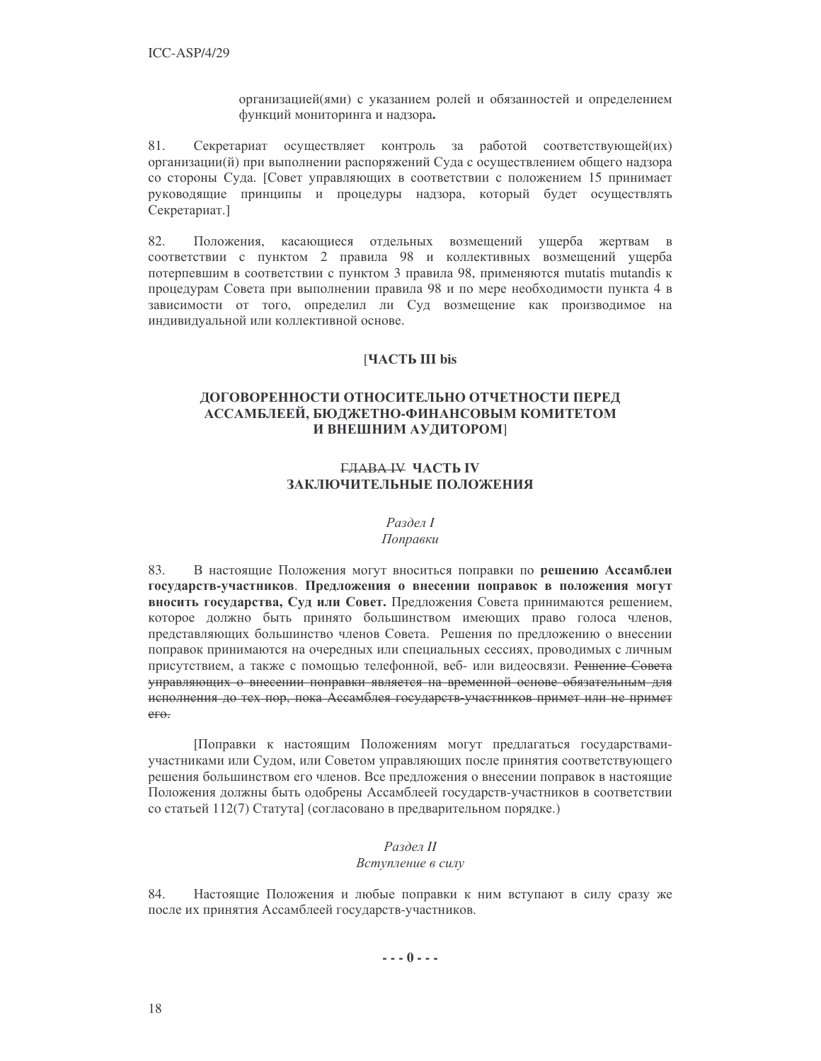организацией(ями) с указанием ролей и обязанностей и определением функций мониторинга и надзора**.**

81. Секретариат осуществляет контроль за работой соответствующей(их) организации(й) при выполнении распоряжений Суда с осуществлением общего надзора со стороны Суда. [Совет управляющих в соответствии с положением 15 принимает руководящие принципы и процедуры надзора, который будет осуществлять Секретариат.]

82. Положения, касающиеся отдельных возмещений ущерба жертвам в соответствии с пунктом 2 правила 98 и коллективных возмещений ущерба потерпевшим в соответствии с пунктом 3 правила 98, применяются mutatis mutandis к процедурам Совета при выполнении правила 98 и по мере необходимости пункта 4 в зависимости от того, определил ли Суд возмещение как производимое на индивидуальной или коллективной основе.

**[ЧАСТЬ III bis**

**ДОГОВОРЕННОСТИ ОТНОСИТЕЛЬНО ОТЧЕТНОСТИ ПЕРЕД АССАМБЛЕЕЙ, БЮДЖЕТНО-ФИНАНСОВЫМ КОМИТЕТОМ И ВНЕШНИМ АУДИТОРОМ]**

## ~~ГЛАВА IV~~ ЧАСТЬ IV
## ЗАКЛЮЧИТЕЛЬНЫЕ ПОЛОЖЕНИЯ

### *Раздел I*
### *Поправки*

83. В настоящие Положения могут вноситься поправки по **решению Ассамблеи государств-участников**. **Предложения о внесении поправок в положения могут вносить государства, Суд или Совет.** Предложения Совета принимаются решением, которое должно быть принято большинством имеющих право голоса членов, представляющих большинство членов Совета. Решения по предложению о внесении поправок принимаются на очередных или специальных сессиях, проводимых с личным присутствием, а также с помощью телефонной, веб- или видеосвязи. ~~Решение Совета управляющих о внесении поправки является на временной основе обязательным для исполнения до тех пор, пока Ассамблея государств-участников примет или не примет его.~~

[Поправки к настоящим Положениям могут предлагаться государствами-участниками или Судом, или Советом управляющих после принятия соответствующего решения большинством его членов. Все предложения о внесении поправок в настоящие Положения должны быть одобрены Ассамблеей государств-участников в соответствии со статьей 112(7) Статута] (согласовано в предварительном порядке.)

### *Раздел II*
### *Вступление в силу*

84. Настоящие Положения и любые поправки к ним вступают в силу сразу же после их принятия Ассамблеей государств-участников.

**- - - 0 - - -**